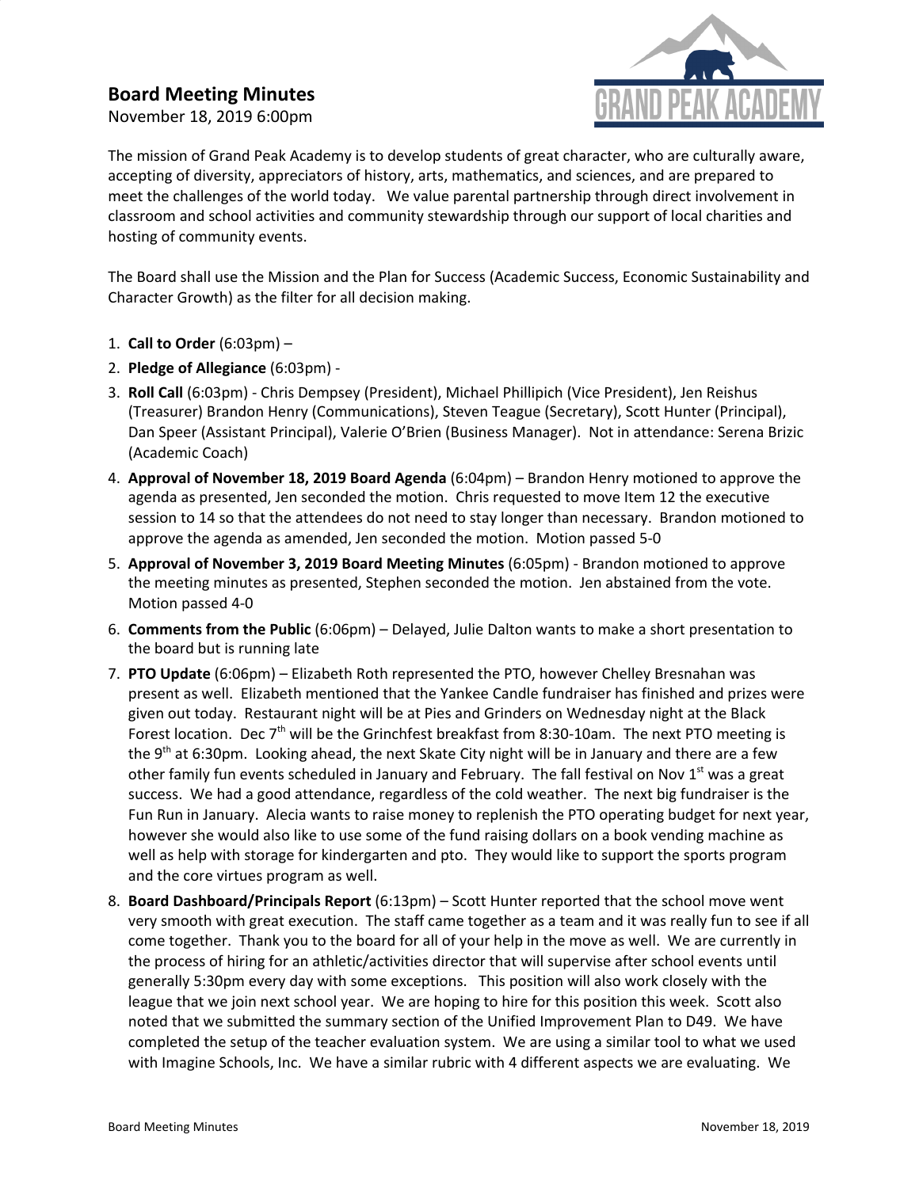# Board Meeting Minutes

November 18, 2019 6:00pm

The mission of Grand Peak Academy is to develop students of great character, who are culturally aware, accepting of diversity, appreciators of history, arts, mathematics, and sciences, and are prepared to meet the challenges of the world today. We value parental partnership through direct involvement in classroom and school activities and community stewardship through our support of local charities and hosting of community events.

The Board shall use the Mission and the Plan for Success (Academic Success, Economic Sustainability and Character Growth) as the filter for all decision making.

1. **Call to Order** (6:03pm) –
2. **Pledge of Allegiance** (6:03pm) -
3. **Roll Call** (6:03pm) - Chris Dempsey (President), Michael Phillipich (Vice President), Jen Reishus (Treasurer) Brandon Henry (Communications), Steven Teague (Secretary), Scott Hunter (Principal), Dan Speer (Assistant Principal), Valerie O'Brien (Business Manager). Not in attendance: Serena Brizic (Academic Coach)
4. **Approval of November 18, 2019 Board Agenda** (6:04pm) – Brandon Henry motioned to approve the agenda as presented, Jen seconded the motion. Chris requested to move Item 12 the executive session to 14 so that the attendees do not need to stay longer than necessary. Brandon motioned to approve the agenda as amended, Jen seconded the motion. Motion passed 5-0
5. **Approval of November 3, 2019 Board Meeting Minutes** (6:05pm) - Brandon motioned to approve the meeting minutes as presented, Stephen seconded the motion. Jen abstained from the vote. Motion passed 4-0
6. **Comments from the Public** (6:06pm) – Delayed, Julie Dalton wants to make a short presentation to the board but is running late
7. **PTO Update** (6:06pm) – Elizabeth Roth represented the PTO, however Chelley Bresnahan was present as well. Elizabeth mentioned that the Yankee Candle fundraiser has finished and prizes were given out today. Restaurant night will be at Pies and Grinders on Wednesday night at the Black Forest location. Dec 7th will be the Grinchfest breakfast from 8:30-10am. The next PTO meeting is the 9th at 6:30pm. Looking ahead, the next Skate City night will be in January and there are a few other family fun events scheduled in January and February. The fall festival on Nov 1st was a great success. We had a good attendance, regardless of the cold weather. The next big fundraiser is the Fun Run in January. Alecia wants to raise money to replenish the PTO operating budget for next year, however she would also like to use some of the fund raising dollars on a book vending machine as well as help with storage for kindergarten and pto. They would like to support the sports program and the core virtues program as well.
8. **Board Dashboard/Principals Report** (6:13pm) – Scott Hunter reported that the school move went very smooth with great execution. The staff came together as a team and it was really fun to see if all come together. Thank you to the board for all of your help in the move as well. We are currently in the process of hiring for an athletic/activities director that will supervise after school events until generally 5:30pm every day with some exceptions. This position will also work closely with the league that we join next school year. We are hoping to hire for this position this week. Scott also noted that we submitted the summary section of the Unified Improvement Plan to D49. We have completed the setup of the teacher evaluation system. We are using a similar tool to what we used with Imagine Schools, Inc. We have a similar rubric with 4 different aspects we are evaluating. We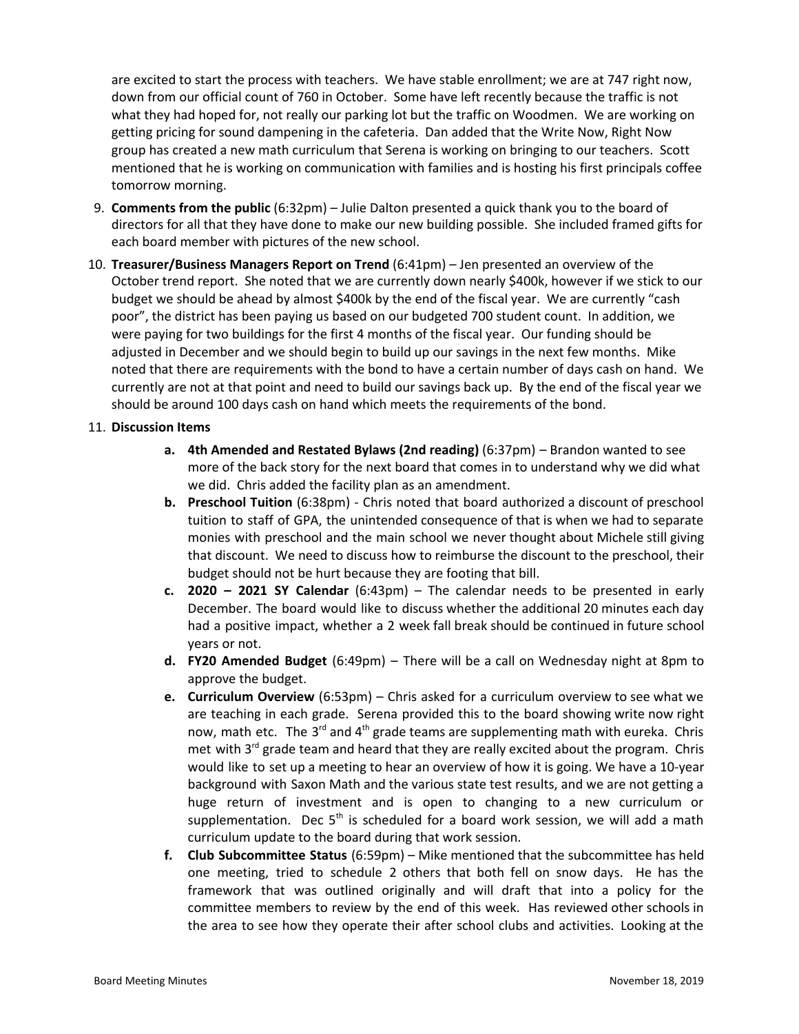are excited to start the process with teachers. We have stable enrollment; we are at 747 right now, down from our official count of 760 in October. Some have left recently because the traffic is not what they had hoped for, not really our parking lot but the traffic on Woodmen. We are working on getting pricing for sound dampening in the cafeteria. Dan added that the Write Now, Right Now group has created a new math curriculum that Serena is working on bringing to our teachers. Scott mentioned that he is working on communication with families and is hosting his first principals coffee tomorrow morning.

9. **Comments from the public** (6:32pm) – Julie Dalton presented a quick thank you to the board of directors for all that they have done to make our new building possible. She included framed gifts for each board member with pictures of the new school.
10. **Treasurer/Business Managers Report on Trend** (6:41pm) – Jen presented an overview of the October trend report. She noted that we are currently down nearly $400k, however if we stick to our budget we should be ahead by almost $400k by the end of the fiscal year. We are currently "cash poor", the district has been paying us based on our budgeted 700 student count. In addition, we were paying for two buildings for the first 4 months of the fiscal year. Our funding should be adjusted in December and we should begin to build up our savings in the next few months. Mike noted that there are requirements with the bond to have a certain number of days cash on hand. We currently are not at that point and need to build our savings back up. By the end of the fiscal year we should be around 100 days cash on hand which meets the requirements of the bond.
11. **Discussion Items**
    - **a. 4th Amended and Restated Bylaws (2nd reading)** (6:37pm) – Brandon wanted to see more of the back story for the next board that comes in to understand why we did what we did. Chris added the facility plan as an amendment.
    - **b. Preschool Tuition** (6:38pm) - Chris noted that board authorized a discount of preschool tuition to staff of GPA, the unintended consequence of that is when we had to separate monies with preschool and the main school we never thought about Michele still giving that discount. We need to discuss how to reimburse the discount to the preschool, their budget should not be hurt because they are footing that bill.
    - **c. 2020 – 2021 SY Calendar** (6:43pm) – The calendar needs to be presented in early December. The board would like to discuss whether the additional 20 minutes each day had a positive impact, whether a 2 week fall break should be continued in future school years or not.
    - **d. FY20 Amended Budget** (6:49pm) – There will be a call on Wednesday night at 8pm to approve the budget.
    - **e. Curriculum Overview** (6:53pm) – Chris asked for a curriculum overview to see what we are teaching in each grade. Serena provided this to the board showing write now right now, math etc. The 3rd and 4th grade teams are supplementing math with eureka. Chris met with 3rd grade team and heard that they are really excited about the program. Chris would like to set up a meeting to hear an overview of how it is going. We have a 10-year background with Saxon Math and the various state test results, and we are not getting a huge return of investment and is open to changing to a new curriculum or supplementation. Dec 5th is scheduled for a board work session, we will add a math curriculum update to the board during that work session.
    - **f. Club Subcommittee Status** (6:59pm) – Mike mentioned that the subcommittee has held one meeting, tried to schedule 2 others that both fell on snow days. He has the framework that was outlined originally and will draft that into a policy for the committee members to review by the end of this week. Has reviewed other schools in the area to see how they operate their after school clubs and activities. Looking at the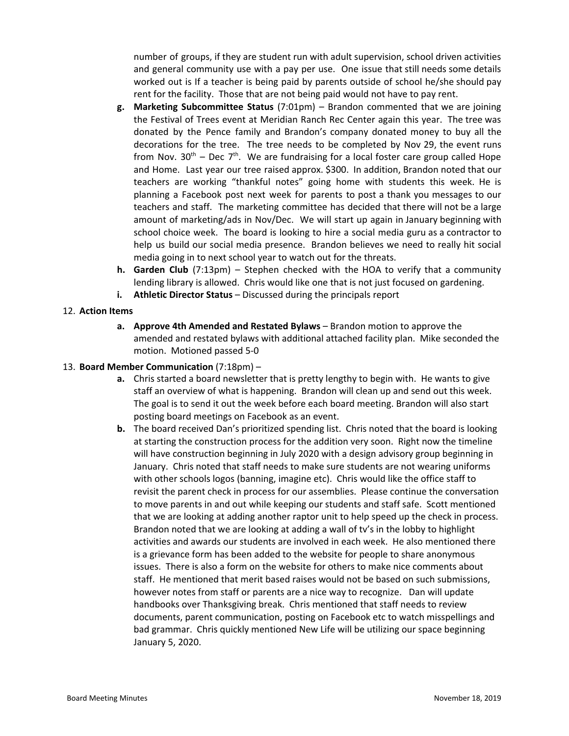number of groups, if they are student run with adult supervision, school driven activities and general community use with a pay per use. One issue that still needs some details worked out is If a teacher is being paid by parents outside of school he/she should pay rent for the facility. Those that are not being paid would not have to pay rent.

   g. **Marketing Subcommittee Status** (7:01pm) – Brandon commented that we are joining the Festival of Trees event at Meridian Ranch Rec Center again this year. The tree was donated by the Pence family and Brandon's company donated money to buy all the decorations for the tree. The tree needs to be completed by Nov 29, the event runs from Nov. 30th – Dec 7th. We are fundraising for a local foster care group called Hope and Home. Last year our tree raised approx. $300. In addition, Brandon noted that our teachers are working "thankful notes" going home with students this week. He is planning a Facebook post next week for parents to post a thank you messages to our teachers and staff. The marketing committee has decided that there will not be a large amount of marketing/ads in Nov/Dec. We will start up again in January beginning with school choice week. The board is looking to hire a social media guru as a contractor to help us build our social media presence. Brandon believes we need to really hit social media going in to next school year to watch out for the threats.
   h. **Garden Club** (7:13pm) – Stephen checked with the HOA to verify that a community lending library is allowed. Chris would like one that is not just focused on gardening.
   i. **Athletic Director Status** – Discussed during the principals report

12. **Action Items**
    a. **Approve 4th Amended and Restated Bylaws** – Brandon motion to approve the amended and restated bylaws with additional attached facility plan. Mike seconded the motion. Motioned passed 5-0

13. **Board Member Communication** (7:18pm) –
    a. Chris started a board newsletter that is pretty lengthy to begin with. He wants to give staff an overview of what is happening. Brandon will clean up and send out this week. The goal is to send it out the week before each board meeting. Brandon will also start posting board meetings on Facebook as an event.
    b. The board received Dan's prioritized spending list. Chris noted that the board is looking at starting the construction process for the addition very soon. Right now the timeline will have construction beginning in July 2020 with a design advisory group beginning in January. Chris noted that staff needs to make sure students are not wearing uniforms with other schools logos (banning, imagine etc). Chris would like the office staff to revisit the parent check in process for our assemblies. Please continue the conversation to move parents in and out while keeping our students and staff safe. Scott mentioned that we are looking at adding another raptor unit to help speed up the check in process. Brandon noted that we are looking at adding a wall of tv's in the lobby to highlight activities and awards our students are involved in each week. He also mentioned there is a grievance form has been added to the website for people to share anonymous issues. There is also a form on the website for others to make nice comments about staff. He mentioned that merit based raises would not be based on such submissions, however notes from staff or parents are a nice way to recognize. Dan will update handbooks over Thanksgiving break. Chris mentioned that staff needs to review documents, parent communication, posting on Facebook etc to watch misspellings and bad grammar. Chris quickly mentioned New Life will be utilizing our space beginning January 5, 2020.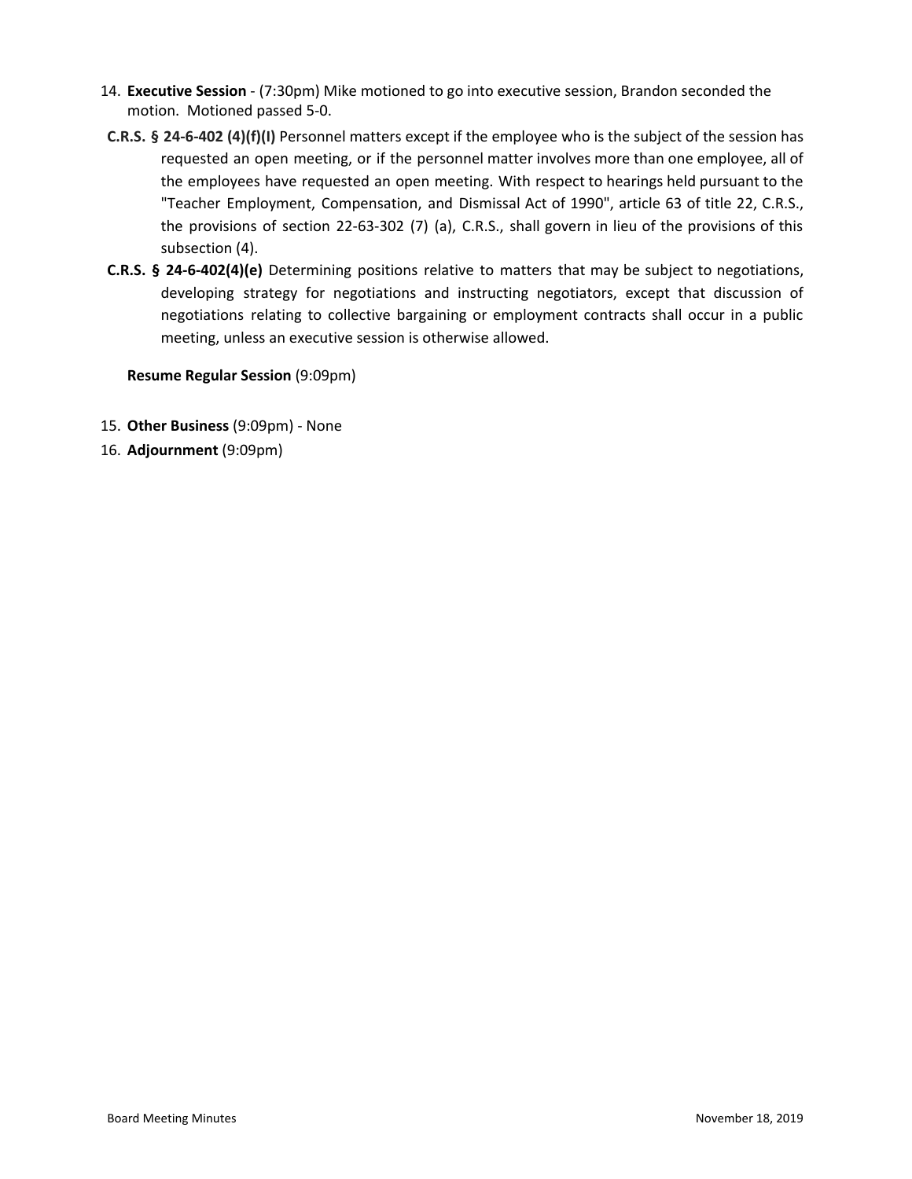14. **Executive Session** - (7:30pm) Mike motioned to go into executive session, Brandon seconded the motion. Motioned passed 5-0.

**C.R.S. § 24-6-402 (4)(f)(I)** Personnel matters except if the employee who is the subject of the session has requested an open meeting, or if the personnel matter involves more than one employee, all of the employees have requested an open meeting. With respect to hearings held pursuant to the "Teacher Employment, Compensation, and Dismissal Act of 1990", article 63 of title 22, C.R.S., the provisions of section 22-63-302 (7) (a), C.R.S., shall govern in lieu of the provisions of this subsection (4).

**C.R.S. § 24-6-402(4)(e)** Determining positions relative to matters that may be subject to negotiations, developing strategy for negotiations and instructing negotiators, except that discussion of negotiations relating to collective bargaining or employment contracts shall occur in a public meeting, unless an executive session is otherwise allowed.

**Resume Regular Session** (9:09pm)

15. **Other Business** (9:09pm) - None
16. **Adjournment** (9:09pm)